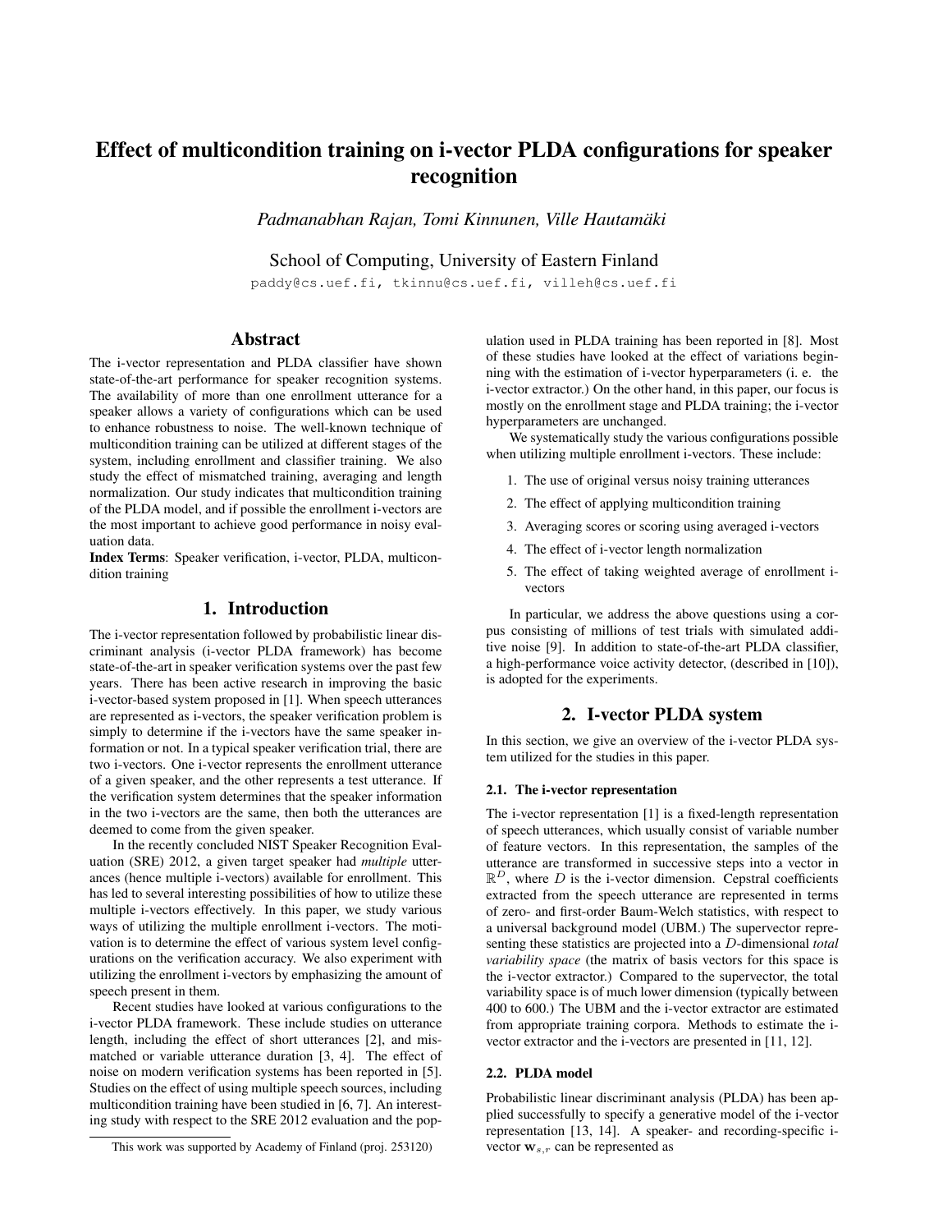# Effect of multicondition training on i-vector PLDA configurations for speaker recognition

*Padmanabhan Rajan, Tomi Kinnunen, Ville Hautamäki*

School of Computing, University of Eastern Finland

paddy@cs.uef.fi, tkinnu@cs.uef.fi, villeh@cs.uef.fi

## Abstract

The i-vector representation and PLDA classifier have shown state-of-the-art performance for speaker recognition systems. The availability of more than one enrollment utterance for a speaker allows a variety of configurations which can be used to enhance robustness to noise. The well-known technique of multicondition training can be utilized at different stages of the system, including enrollment and classifier training. We also study the effect of mismatched training, averaging and length normalization. Our study indicates that multicondition training of the PLDA model, and if possible the enrollment i-vectors are the most important to achieve good performance in noisy evaluation data.

**Index Terms**: Speaker verification, i-vector, PLDA, multicondition training

## 1. Introduction

The i-vector representation followed by probabilistic linear discriminant analysis (i-vector PLDA framework) has become state-of-the-art in speaker verification systems over the past few years. There has been active research in improving the basic i-vector-based system proposed in [1]. When speech utterances are represented as i-vectors, the speaker verification problem is simply to determine if the i-vectors have the same speaker information or not. In a typical speaker verification trial, there are two i-vectors. One i-vector represents the enrollment utterance of a given speaker, and the other represents a test utterance. If the verification system determines that the speaker information in the two i-vectors are the same, then both the utterances are deemed to come from the given speaker.

In the recently concluded NIST Speaker Recognition Evaluation (SRE) 2012, a given target speaker had *multiple* utterances (hence multiple i-vectors) available for enrollment. This has led to several interesting possibilities of how to utilize these multiple i-vectors effectively. In this paper, we study various ways of utilizing the multiple enrollment i-vectors. The motivation is to determine the effect of various system level configurations on the verification accuracy. We also experiment with utilizing the enrollment i-vectors by emphasizing the amount of speech present in them.

Recent studies have looked at various configurations to the i-vector PLDA framework. These include studies on utterance length, including the effect of short utterances [2], and mismatched or variable utterance duration [3, 4]. The effect of noise on modern verification systems has been reported in [5]. Studies on the effect of using multiple speech sources, including multicondition training have been studied in [6, 7]. An interesting study with respect to the SRE 2012 evaluation and the population used in PLDA training has been reported in [8]. Most of these studies have looked at the effect of variations beginning with the estimation of i-vector hyperparameters (i. e. the i-vector extractor.) On the other hand, in this paper, our focus is mostly on the enrollment stage and PLDA training; the i-vector hyperparameters are unchanged.

We systematically study the various configurations possible when utilizing multiple enrollment i-vectors. These include:

1. The use of original versus noisy training utterances
2. The effect of applying multicondition training
3. Averaging scores or scoring using averaged i-vectors
4. The effect of i-vector length normalization
5. The effect of taking weighted average of enrollment i-vectors

In particular, we address the above questions using a corpus consisting of millions of test trials with simulated additive noise [9]. In addition to state-of-the-art PLDA classifier, a high-performance voice activity detector, (described in [10]), is adopted for the experiments.

## 2. I-vector PLDA system

In this section, we give an overview of the i-vector PLDA system utilized for the studies in this paper.

### 2.1. The i-vector representation

The i-vector representation [1] is a fixed-length representation of speech utterances, which usually consist of variable number of feature vectors. In this representation, the samples of the utterance are transformed in successive steps into a vector in $\mathbb{R}^D$, where $D$ is the i-vector dimension. Cepstral coefficients extracted from the speech utterance are represented in terms of zero- and first-order Baum-Welch statistics, with respect to a universal background model (UBM.) The supervector representing these statistics are projected into a $D$-dimensional *total variability space* (the matrix of basis vectors for this space is the i-vector extractor.) Compared to the supervector, the total variability space is of much lower dimension (typically between 400 to 600.) The UBM and the i-vector extractor are estimated from appropriate training corpora. Methods to estimate the i-vector extractor and the i-vectors are presented in [11, 12].

### 2.2. PLDA model

Probabilistic linear discriminant analysis (PLDA) has been applied successfully to specify a generative model of the i-vector representation [13, 14]. A speaker- and recording-specific i-vector $\mathbf{w}_{s,r}$ can be represented as

This work was supported by Academy of Finland (proj. 253120)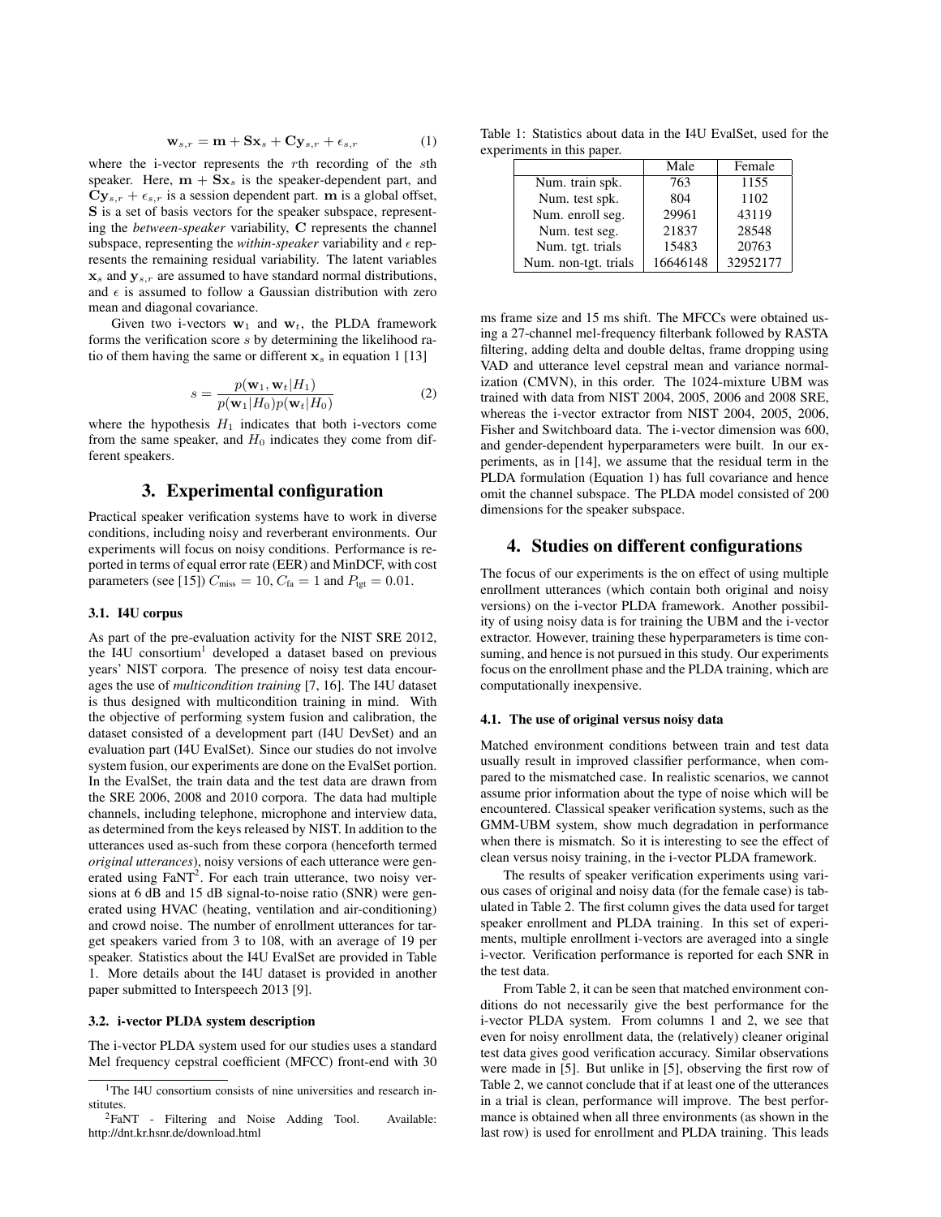$$\mathbf{w}_{s,r} = \mathbf{m} + \mathbf{S}\mathbf{x}_s + \mathbf{C}\mathbf{y}_{s,r} + \epsilon_{s,r} \tag{1}$$

where the i-vector represents the $r$th recording of the $s$th speaker. Here, $\mathbf{m} + \mathbf{S}\mathbf{x}_s$ is the speaker-dependent part, and $\mathbf{C}\mathbf{y}_{s,r} + \epsilon_{s,r}$ is a session dependent part. $\mathbf{m}$ is a global offset, $\mathbf{S}$ is a set of basis vectors for the speaker subspace, representing the *between-speaker* variability, $\mathbf{C}$ represents the channel subspace, representing the *within-speaker* variability and $\epsilon$ represents the remaining residual variability. The latent variables $\mathbf{x}_s$ and $\mathbf{y}_{s,r}$ are assumed to have standard normal distributions, and $\epsilon$ is assumed to follow a Gaussian distribution with zero mean and diagonal covariance.

Given two i-vectors $\mathbf{w}_1$ and $\mathbf{w}_t$, the PLDA framework forms the verification score $s$ by determining the likelihood ratio of them having the same or different $\mathbf{x}_s$ in equation 1 [13]

$$s = \frac{p(\mathbf{w}_1, \mathbf{w}_t|H_1)}{p(\mathbf{w}_1|H_0)p(\mathbf{w}_t|H_0)} \tag{2}$$

where the hypothesis $H_1$ indicates that both i-vectors come from the same speaker, and $H_0$ indicates they come from different speakers.

## 3. Experimental configuration

Practical speaker verification systems have to work in diverse conditions, including noisy and reverberant environments. Our experiments will focus on noisy conditions. Performance is reported in terms of equal error rate (EER) and MinDCF, with cost parameters (see [15]) $C_{\text{miss}} = 10$, $C_{\text{fa}} = 1$ and $P_{\text{tgt}} = 0.01$.

### 3.1. I4U corpus

As part of the pre-evaluation activity for the NIST SRE 2012, the I4U consortium[1] developed a dataset based on previous years' NIST corpora. The presence of noisy test data encourages the use of *multicondition training* [7, 16]. The I4U dataset is thus designed with multicondition training in mind. With the objective of performing system fusion and calibration, the dataset consisted of a development part (I4U DevSet) and an evaluation part (I4U EvalSet). Since our studies do not involve system fusion, our experiments are done on the EvalSet portion. In the EvalSet, the train data and the test data are drawn from the SRE 2006, 2008 and 2010 corpora. The data had multiple channels, including telephone, microphone and interview data, as determined from the keys released by NIST. In addition to the utterances used as-such from these corpora (henceforth termed *original utterances*), noisy versions of each utterance were generated using FaNT[2]. For each train utterance, two noisy versions at 6 dB and 15 dB signal-to-noise ratio (SNR) were generated using HVAC (heating, ventilation and air-conditioning) and crowd noise. The number of enrollment utterances for target speakers varied from 3 to 108, with an average of 19 per speaker. Statistics about the I4U EvalSet are provided in Table 1. More details about the I4U dataset is provided in another paper submitted to Interspeech 2013 [9].

### 3.2. i-vector PLDA system description

The i-vector PLDA system used for our studies uses a standard Mel frequency cepstral coefficient (MFCC) front-end with 30 ms frame size and 15 ms shift. The MFCCs were obtained using a 27-channel mel-frequency filterbank followed by RASTA filtering, adding delta and double deltas, frame dropping using VAD and utterance level cepstral mean and variance normalization (CMVN), in this order. The 1024-mixture UBM was trained with data from NIST 2004, 2005, 2006 and 2008 SRE, whereas the i-vector extractor from NIST 2004, 2005, 2006, Fisher and Switchboard data. The i-vector dimension was 600, and gender-dependent hyperparameters were built. In our experiments, as in [14], we assume that the residual term in the PLDA formulation (Equation 1) has full covariance and hence omit the channel subspace. The PLDA model consisted of 200 dimensions for the speaker subspace.

[1] The I4U consortium consists of nine universities and research institutes.

[2] FaNT - Filtering and Noise Adding Tool. Available: http://dnt.kr.hsnr.de/download.html

Table 1: Statistics about data in the I4U EvalSet, used for the experiments in this paper.

| | Male | Female |
|---|---|---|
| Num. train spk. | 763 | 1155 |
| Num. test spk. | 804 | 1102 |
| Num. enroll seg. | 29961 | 43119 |
| Num. test seg. | 21837 | 28548 |
| Num. tgt. trials | 15483 | 20763 |
| Num. non-tgt. trials | 16646148 | 32952177 |

## 4. Studies on different configurations

The focus of our experiments is the on effect of using multiple enrollment utterances (which contain both original and noisy versions) on the i-vector PLDA framework. Another possibility of using noisy data is for training the UBM and the i-vector extractor. However, training these hyperparameters is time consuming, and hence is not pursued in this study. Our experiments focus on the enrollment phase and the PLDA training, which are computationally inexpensive.

### 4.1. The use of original versus noisy data

Matched environment conditions between train and test data usually result in improved classifier performance, when compared to the mismatched case. In realistic scenarios, we cannot assume prior information about the type of noise which will be encountered. Classical speaker verification systems, such as the GMM-UBM system, show much degradation in performance when there is mismatch. So it is interesting to see the effect of clean versus noisy training, in the i-vector PLDA framework.

The results of speaker verification experiments using various cases of original and noisy data (for the female case) is tabulated in Table 2. The first column gives the data used for target speaker enrollment and PLDA training. In this set of experiments, multiple enrollment i-vectors are averaged into a single i-vector. Verification performance is reported for each SNR in the test data.

From Table 2, it can be seen that matched environment conditions do not necessarily give the best performance for the i-vector PLDA system. From columns 1 and 2, we see that even for noisy enrollment data, the (relatively) cleaner original test data gives good verification accuracy. Similar observations were made in [5]. But unlike in [5], observing the first row of Table 2, we cannot conclude that if at least one of the utterances in a trial is clean, performance will improve. The best performance is obtained when all three environments (as shown in the last row) is used for enrollment and PLDA training. This leads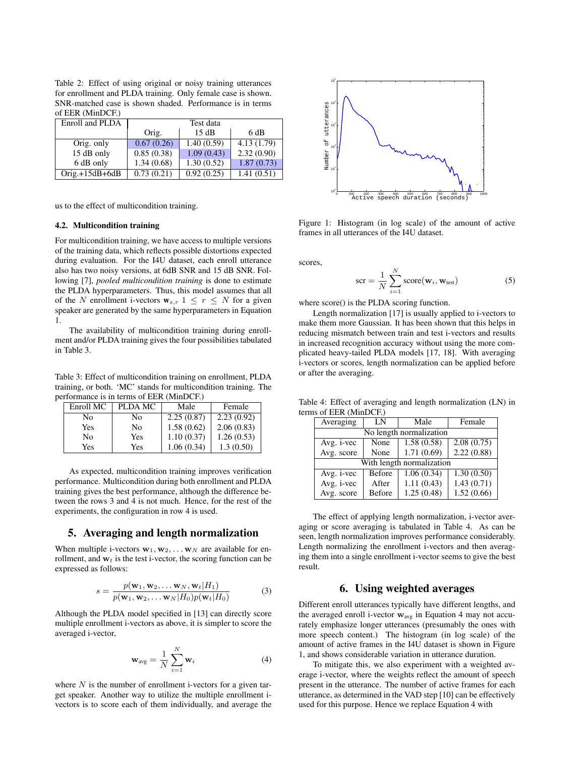Table 2: Effect of using original or noisy training utterances for enrollment and PLDA training. Only female case is shown. SNR-matched case is shown shaded. Performance is in terms of EER (MinDCF.)

| Enroll and PLDA | Test data | | |
|---|---|---|---|
| | Orig. | 15 dB | 6 dB |
| Orig. only | 0.67 (0.26) | 1.40 (0.59) | 4.13 (1.79) |
| 15 dB only | 0.85 (0.38) | 1.09 (0.43) | 2.32 (0.90) |
| 6 dB only | 1.34 (0.68) | 1.30 (0.52) | 1.87 (0.73) |
| Orig.+15dB+6dB | 0.73 (0.21) | 0.92 (0.25) | 1.41 (0.51) |

us to the effect of multicondition training.

### 4.2. Multicondition training

For multicondition training, we have access to multiple versions of the training data, which reflects possible distortions expected during evaluation. For the I4U dataset, each enroll utterance also has two noisy versions, at 6dB SNR and 15 dB SNR. Following [7], *pooled multicondition training* is done to estimate the PLDA hyperparameters. Thus, this model assumes that all of the $N$ enrollment i-vectors $\mathbf{w}_{s,r}$ $1 \leq r \leq N$ for a given speaker are generated by the same hyperparameters in Equation 1.

The availability of multicondition training during enrollment and/or PLDA training gives the four possibilities tabulated in Table 3.

Table 3: Effect of multicondition training on enrollment, PLDA training, or both. 'MC' stands for multicondition training. The performance is in terms of EER (MinDCF.)

| Enroll MC | PLDA MC | Male | Female |
|---|---|---|---|
| No | No | 2.25 (0.87) | 2.23 (0.92) |
| Yes | No | 1.58 (0.62) | 2.06 (0.83) |
| No | Yes | 1.10 (0.37) | 1.26 (0.53) |
| Yes | Yes | 1.06 (0.34) | 1.3 (0.50) |

As expected, multicondition training improves verification performance. Multicondition during both enrollment and PLDA training gives the best performance, although the difference between the rows 3 and 4 is not much. Hence, for the rest of the experiments, the configuration in row 4 is used.

## 5. Averaging and length normalization

When multiple i-vectors $\mathbf{w}_1, \mathbf{w}_2, \ldots \mathbf{w}_N$ are available for enrollment, and $\mathbf{w}_t$ is the test i-vector, the scoring function can be expressed as follows:

$$s = \frac{p(\mathbf{w}_1, \mathbf{w}_2, \ldots \mathbf{w}_N, \mathbf{w}_t | H_1)}{p(\mathbf{w}_1, \mathbf{w}_2, \ldots \mathbf{w}_N | H_0) p(\mathbf{w}_t | H_0)} \tag{3}$$

Although the PLDA model specified in [13] can directly score multiple enrollment i-vectors as above, it is simpler to score the averaged i-vector,

$$\mathbf{w}_{\text{avg}} = \frac{1}{N} \sum_{i=1}^{N} \mathbf{w}_i \tag{4}$$

where $N$ is the number of enrollment i-vectors for a given target speaker. Another way to utilize the multiple enrollment i-vectors is to score each of them individually, and average the scores,

$$\text{scr} = \frac{1}{N} \sum_{i=1}^{N} \text{score}(\mathbf{w}_i, \mathbf{w}_{\text{test}}) \tag{5}$$

where score() is the PLDA scoring function.

Length normalization [17] is usually applied to i-vectors to make them more Gaussian. It has been shown that this helps in reducing mismatch between train and test i-vectors and results in increased recognition accuracy without using the more complicated heavy-tailed PLDA models [17, 18]. With averaging i-vectors or scores, length normalization can be applied before or after the averaging.

Figure 1: Histogram (in log scale) of the amount of active frames in all utterances of the I4U dataset.

Table 4: Effect of averaging and length normalization (LN) in terms of EER (MinDCF.)

| Averaging | LN | Male | Female |
|---|---|---|---|
| No length normalization | | | |
| Avg. i-vec | None | 1.58 (0.58) | 2.08 (0.75) |
| Avg. score | None | 1.71 (0.69) | 2.22 (0.88) |
| With length normalization | | | |
| Avg. i-vec | Before | 1.06 (0.34) | 1.30 (0.50) |
| Avg. i-vec | After | 1.11 (0.43) | 1.43 (0.71) |
| Avg. score | Before | 1.25 (0.48) | 1.52 (0.66) |

The effect of applying length normalization, i-vector averaging or score averaging is tabulated in Table 4. As can be seen, length normalization improves performance considerably. Length normalizing the enrollment i-vectors and then averaging them into a single enrollment i-vector seems to give the best result.

## 6. Using weighted averages

Different enroll utterances typically have different lengths, and the averaged enroll i-vector $\mathbf{w}_{\text{avg}}$ in Equation 4 may not accurately emphasize longer utterances (presumably the ones with more speech content.) The histogram (in log scale) of the amount of active frames in the I4U dataset is shown in Figure 1, and shows considerable variation in utterance duration.

To mitigate this, we also experiment with a weighted average i-vector, where the weights reflect the amount of speech present in the utterance. The number of active frames for each utterance, as determined in the VAD step [10] can be effectively used for this purpose. Hence we replace Equation 4 with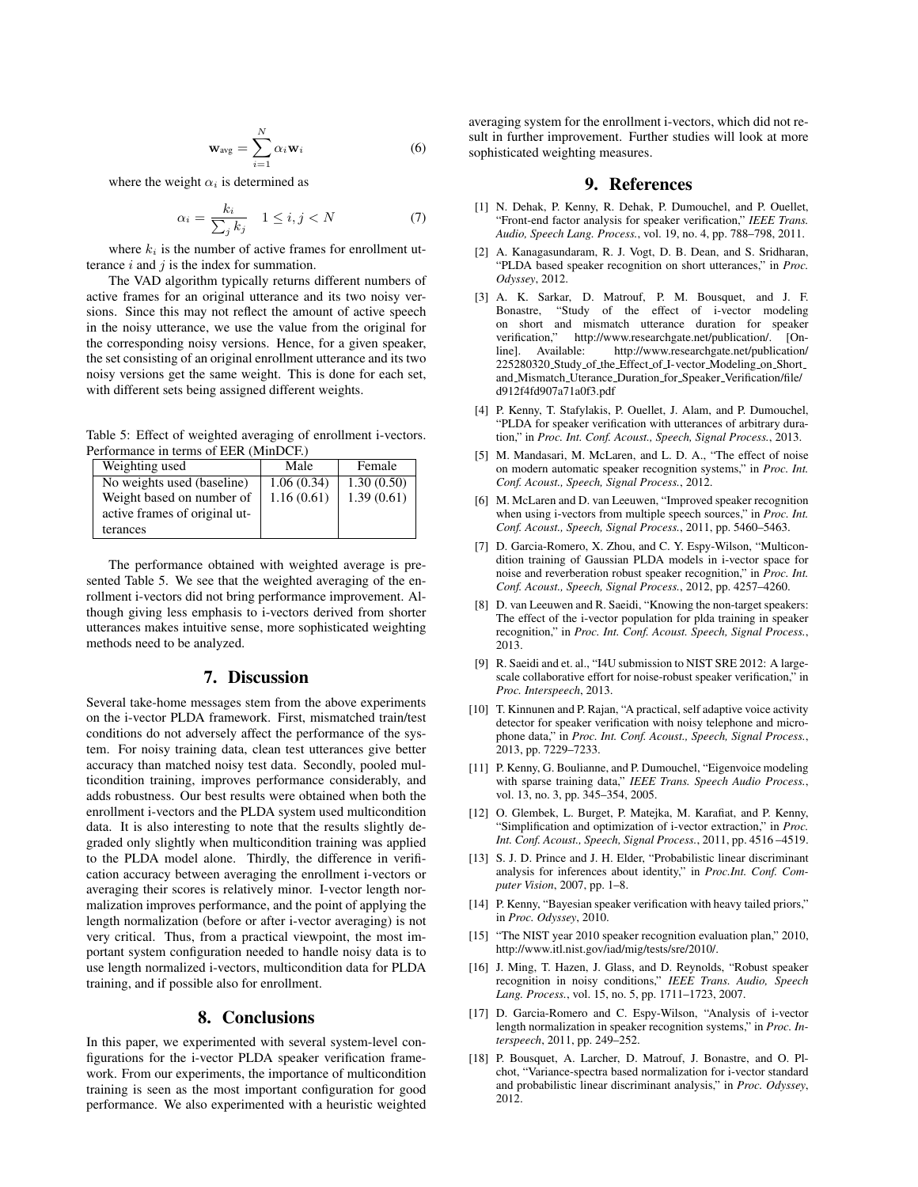$$\mathbf{w}_{\text{avg}} = \sum_{i=1}^{N} \alpha_i \mathbf{w}_i \tag{6}$$

where the weight $\alpha_i$ is determined as

$$\alpha_i = \frac{k_i}{\sum_j k_j} \quad 1 \leq i, j < N \tag{7}$$

where $k_i$ is the number of active frames for enrollment utterance $i$ and $j$ is the index for summation.

The VAD algorithm typically returns different numbers of active frames for an original utterance and its two noisy versions. Since this may not reflect the amount of active speech in the noisy utterance, we use the value from the original for the corresponding noisy versions. Hence, for a given speaker, the set consisting of an original enrollment utterance and its two noisy versions get the same weight. This is done for each set, with different sets being assigned different weights.

Table 5: Effect of weighted averaging of enrollment i-vectors. Performance in terms of EER (MinDCF.)

| Weighting used | Male | Female |
|---|---|---|
| No weights used (baseline) | 1.06 (0.34) | 1.30 (0.50) |
| Weight based on number of active frames of original utterances | 1.16 (0.61) | 1.39 (0.61) |

The performance obtained with weighted average is presented Table 5. We see that the weighted averaging of the enrollment i-vectors did not bring performance improvement. Although giving less emphasis to i-vectors derived from shorter utterances makes intuitive sense, more sophisticated weighting methods need to be analyzed.

## 7. Discussion

Several take-home messages stem from the above experiments on the i-vector PLDA framework. First, mismatched train/test conditions do not adversely affect the performance of the system. For noisy training data, clean test utterances give better accuracy than matched noisy test data. Secondly, pooled multicondition training, improves performance considerably, and adds robustness. Our best results were obtained when both the enrollment i-vectors and the PLDA system used multicondition data. It is also interesting to note that the results slightly degraded only slightly when multicondition training was applied to the PLDA model alone. Thirdly, the difference in verification accuracy between averaging the enrollment i-vectors or averaging their scores is relatively minor. I-vector length normalization improves performance, and the point of applying the length normalization (before or after i-vector averaging) is not very critical. Thus, from a practical viewpoint, the most important system configuration needed to handle noisy data is to use length normalized i-vectors, multicondition data for PLDA training, and if possible also for enrollment.

## 8. Conclusions

In this paper, we experimented with several system-level configurations for the i-vector PLDA speaker verification framework. From our experiments, the importance of multicondition training is seen as the most important configuration for good performance. We also experimented with a heuristic weighted averaging system for the enrollment i-vectors, which did not result in further improvement. Further studies will look at more sophisticated weighting measures.

## 9. References

[1] N. Dehak, P. Kenny, R. Dehak, P. Dumouchel, and P. Ouellet, "Front-end factor analysis for speaker verification," *IEEE Trans. Audio, Speech Lang. Process.*, vol. 19, no. 4, pp. 788–798, 2011.

[2] A. Kanagasundaram, R. J. Vogt, D. B. Dean, and S. Sridharan, "PLDA based speaker recognition on short utterances," in *Proc. Odyssey*, 2012.

[3] A. K. Sarkar, D. Matrouf, P. M. Bousquet, and J. F. Bonastre, "Study of the effect of i-vector modeling on short and mismatch utterance duration for speaker verification," http://www.researchgate.net/publication/. [Online]. Available: http://www.researchgate.net/publication/225280320_Study_of_the_Effect_of_I-vector_Modeling_on_Short_and_Mismatch_Uterance_Duration_for_Speaker_Verification/file/d912f4fd907a71a0f3.pdf

[4] P. Kenny, T. Stafylakis, P. Ouellet, J. Alam, and P. Dumouchel, "PLDA for speaker verification with utterances of arbitrary duration," in *Proc. Int. Conf. Acoust., Speech, Signal Process.*, 2013.

[5] M. Mandasari, M. McLaren, and L. D. A., "The effect of noise on modern automatic speaker recognition systems," in *Proc. Int. Conf. Acoust., Speech, Signal Process.*, 2012.

[6] M. McLaren and D. van Leeuwen, "Improved speaker recognition when using i-vectors from multiple speech sources," in *Proc. Int. Conf. Acoust., Speech, Signal Process.*, 2011, pp. 5460–5463.

[7] D. Garcia-Romero, X. Zhou, and C. Y. Espy-Wilson, "Multicondition training of Gaussian PLDA models in i-vector space for noise and reverberation robust speaker recognition," in *Proc. Int. Conf. Acoust., Speech, Signal Process.*, 2012, pp. 4257–4260.

[8] D. van Leeuwen and R. Saeidi, "Knowing the non-target speakers: The effect of the i-vector population for plda training in speaker recognition," in *Proc. Int. Conf. Acoust. Speech, Signal Process.*, 2013.

[9] R. Saeidi and et. al., "I4U submission to NIST SRE 2012: A large-scale collaborative effort for noise-robust speaker verification," in *Proc. Interspeech*, 2013.

[10] T. Kinnunen and P. Rajan, "A practical, self adaptive voice activity detector for speaker verification with noisy telephone and microphone data," in *Proc. Int. Conf. Acoust., Speech, Signal Process.*, 2013, pp. 7229–7233.

[11] P. Kenny, G. Boulianne, and P. Dumouchel, "Eigenvoice modeling with sparse training data," *IEEE Trans. Speech Audio Process.*, vol. 13, no. 3, pp. 345–354, 2005.

[12] O. Glembek, L. Burget, P. Matejka, M. Karafiat, and P. Kenny, "Simplification and optimization of i-vector extraction," in *Proc. Int. Conf. Acoust., Speech, Signal Process.*, 2011, pp. 4516 –4519.

[13] S. J. D. Prince and J. H. Elder, "Probabilistic linear discriminant analysis for inferences about identity," in *Proc.Int. Conf. Computer Vision*, 2007, pp. 1–8.

[14] P. Kenny, "Bayesian speaker verification with heavy tailed priors," in *Proc. Odyssey*, 2010.

[15] "The NIST year 2010 speaker recognition evaluation plan," 2010, http://www.itl.nist.gov/iad/mig/tests/sre/2010/.

[16] J. Ming, T. Hazen, J. Glass, and D. Reynolds, "Robust speaker recognition in noisy conditions," *IEEE Trans. Audio, Speech Lang. Process.*, vol. 15, no. 5, pp. 1711–1723, 2007.

[17] D. Garcia-Romero and C. Espy-Wilson, "Analysis of i-vector length normalization in speaker recognition systems," in *Proc. Interspeech*, 2011, pp. 249–252.

[18] P. Bousquet, A. Larcher, D. Matrouf, J. Bonastre, and O. Plchot, "Variance-spectra based normalization for i-vector standard and probabilistic linear discriminant analysis," in *Proc. Odyssey*, 2012.